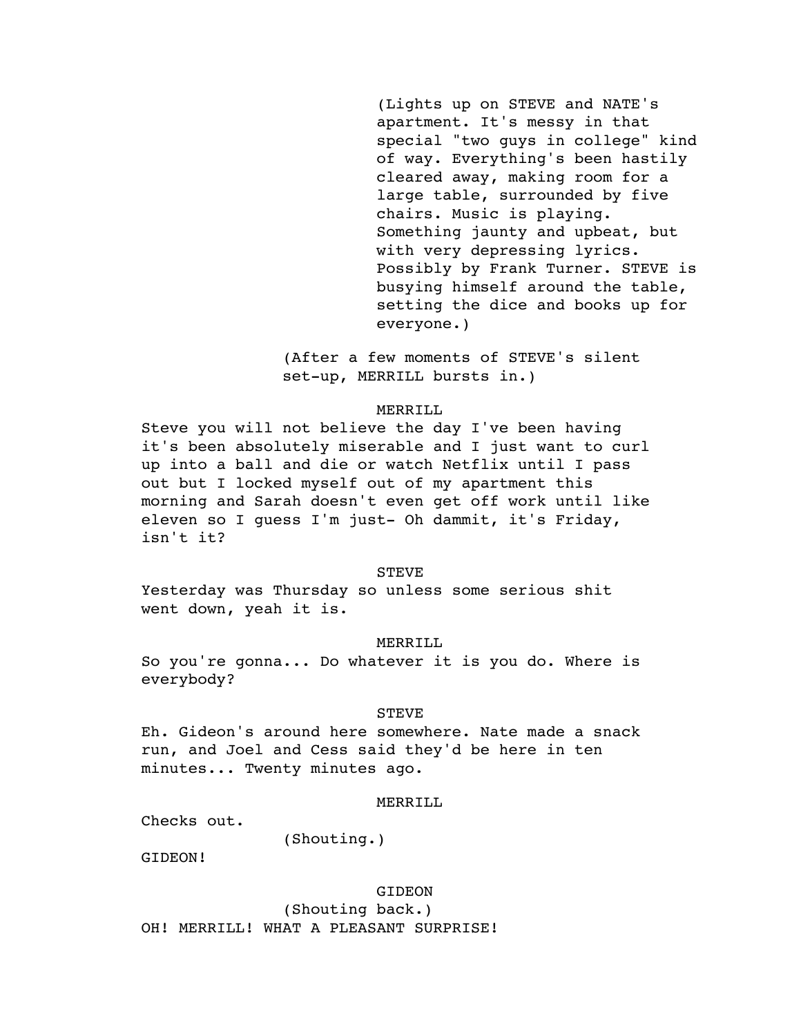(Lights up on STEVE and NATE's apartment. It's messy in that special "two guys in college" kind of way. Everything's been hastily cleared away, making room for a large table, surrounded by five chairs. Music is playing. Something jaunty and upbeat, but with very depressing lyrics. Possibly by Frank Turner. STEVE is busying himself around the table, setting the dice and books up for everyone.)

(After a few moments of STEVE's silent set-up, MERRILL bursts in.)

MERRILL

Steve you will not believe the day I've been having it's been absolutely miserable and I just want to curl up into a ball and die or watch Netflix until I pass out but I locked myself out of my apartment this morning and Sarah doesn't even get off work until like eleven so I guess I'm just- Oh dammit, it's Friday, isn't it?

STEVE

Yesterday was Thursday so unless some serious shit went down, yeah it is.

MERRILL

So you're gonna... Do whatever it is you do. Where is everybody?

STEVE

Eh. Gideon's around here somewhere. Nate made a snack run, and Joel and Cess said they'd be here in ten minutes... Twenty minutes ago.

MERRILL

Checks out.

(Shouting.)

GIDEON!

GIDEON

(Shouting back.)

OH! MERRILL! WHAT A PLEASANT SURPRISE!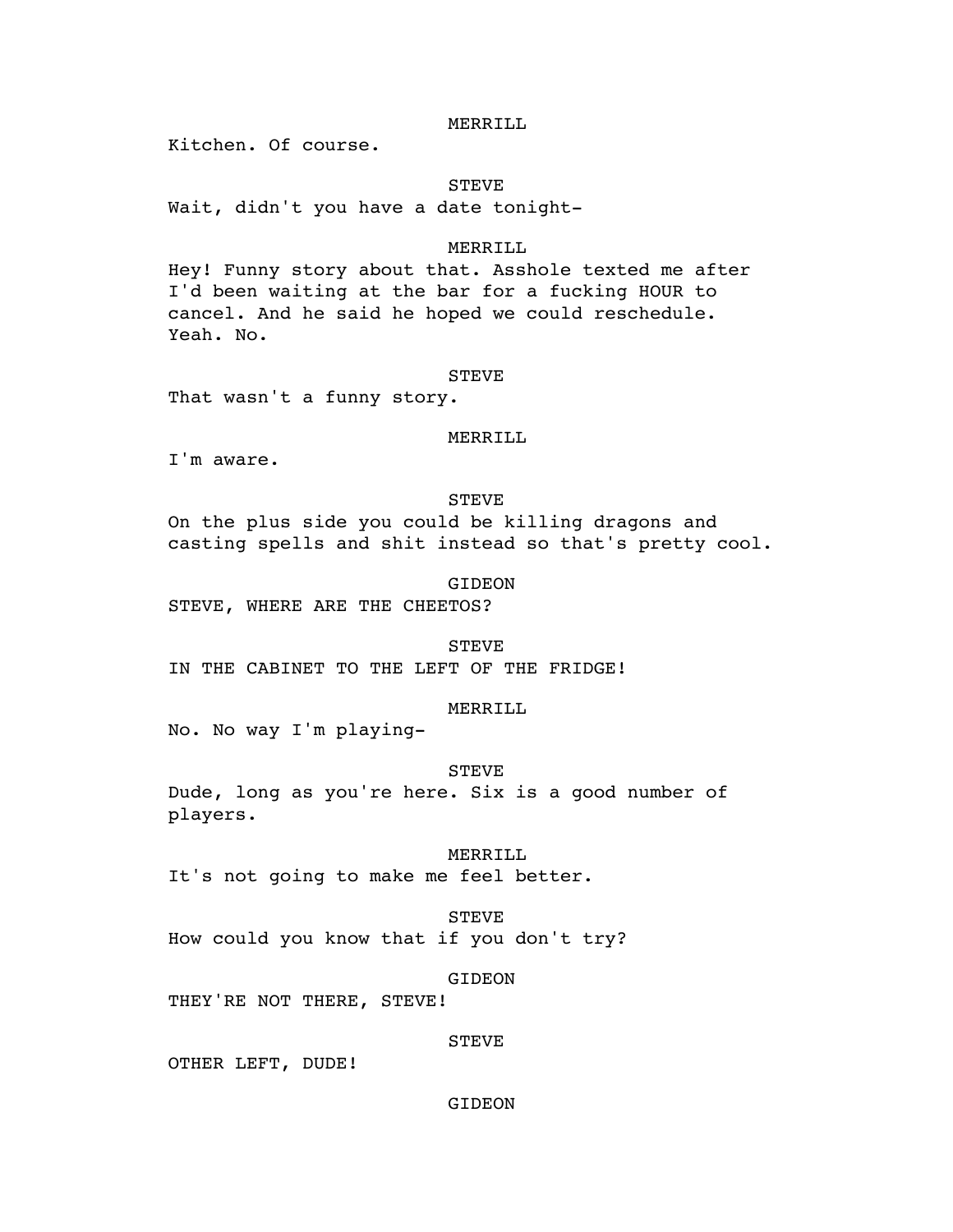MERRILL

Kitchen. Of course.

STEVE

Wait, didn't you have a date tonight-

MERRILL

Hey! Funny story about that. Asshole texted me after I'd been waiting at the bar for a fucking HOUR to cancel. And he said he hoped we could reschedule. Yeah. No.

STEVE

That wasn't a funny story.

MERRILL

I'm aware.

STEVE

On the plus side you could be killing dragons and casting spells and shit instead so that's pretty cool.

GIDEON

STEVE, WHERE ARE THE CHEETOS?

STEVE

IN THE CABINET TO THE LEFT OF THE FRIDGE!

MERRILL

No. No way I'm playing-

STEVE

Dude, long as you're here. Six is a good number of players.

MERRILL

It's not going to make me feel better.

STEVE

How could you know that if you don't try?

GIDEON

THEY'RE NOT THERE, STEVE!

STEVE

OTHER LEFT, DUDE!

GIDEON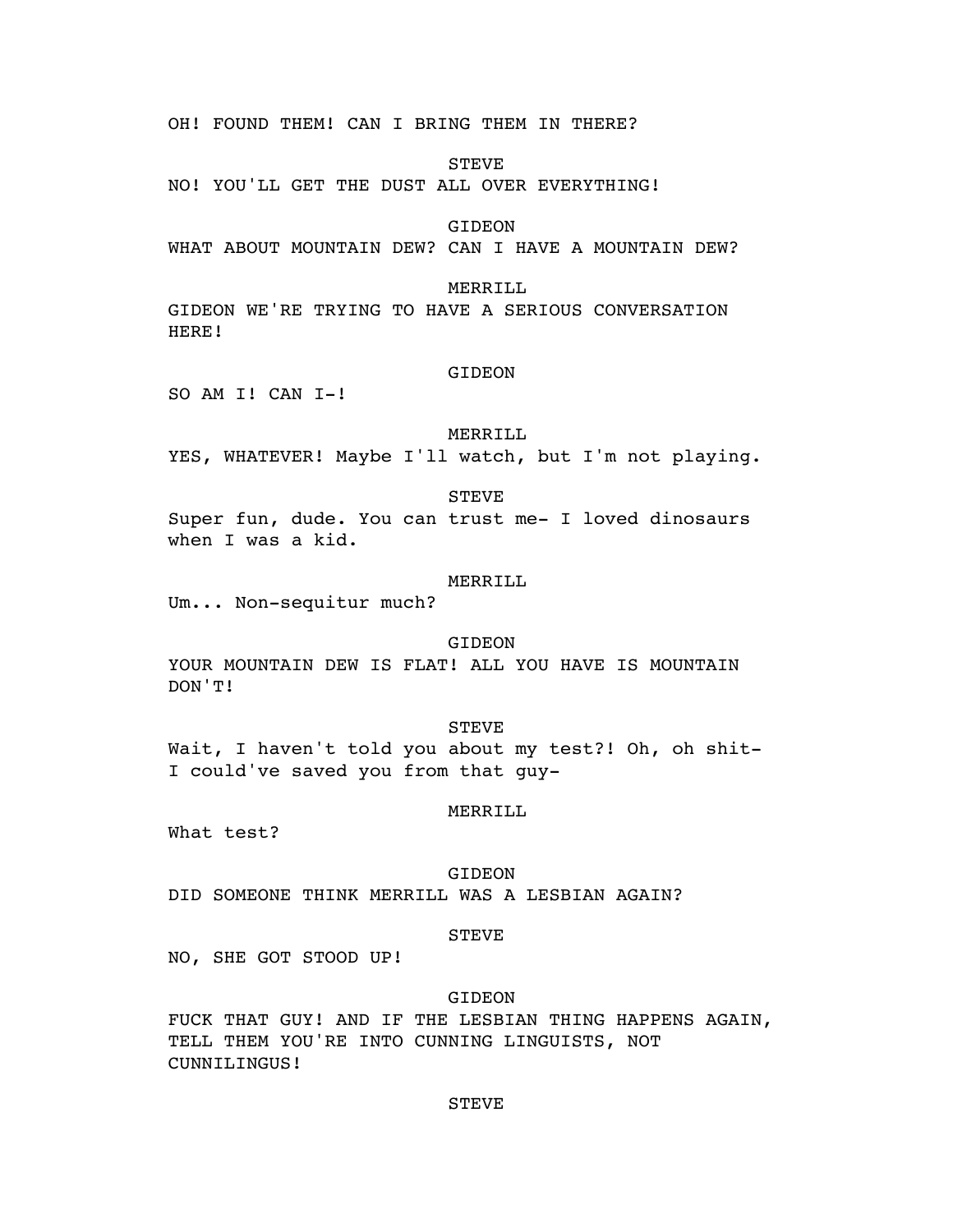OH! FOUND THEM! CAN I BRING THEM IN THERE?

STEVE

NO! YOU'LL GET THE DUST ALL OVER EVERYTHING!

GIDEON

WHAT ABOUT MOUNTAIN DEW? CAN I HAVE A MOUNTAIN DEW?

MERRILL

GIDEON WE'RE TRYING TO HAVE A SERIOUS CONVERSATION HERE!

GIDEON

SO AM I! CAN I-!

MERRILL

YES, WHATEVER! Maybe I'll watch, but I'm not playing.

STEVE

Super fun, dude. You can trust me- I loved dinosaurs when I was a kid.

MERRILL

Um... Non-sequitur much?

GIDEON

YOUR MOUNTAIN DEW IS FLAT! ALL YOU HAVE IS MOUNTAIN DON'T!

STEVE

Wait, I haven't told you about my test?! Oh, oh shit- I could've saved you from that guy-

MERRILL

What test?

GIDEON

DID SOMEONE THINK MERRILL WAS A LESBIAN AGAIN?

STEVE

NO, SHE GOT STOOD UP!

GIDEON

FUCK THAT GUY! AND IF THE LESBIAN THING HAPPENS AGAIN, TELL THEM YOU'RE INTO CUNNING LINGUISTS, NOT CUNNILINGUS!

STEVE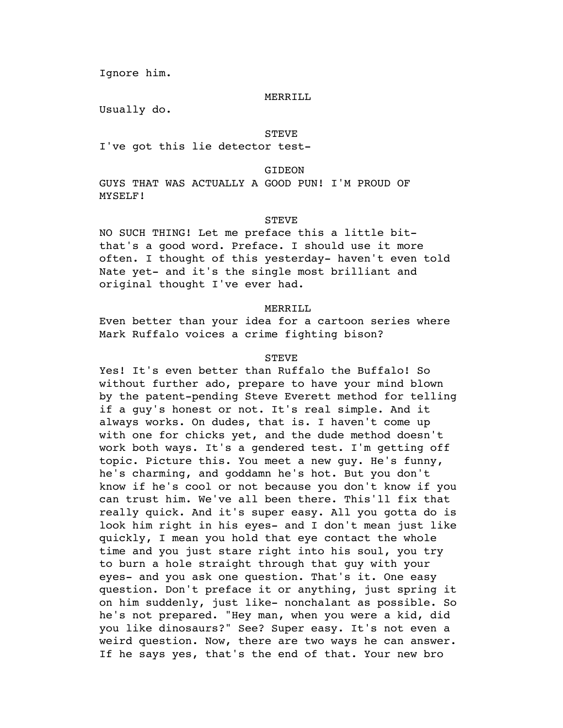Ignore him.

MERRILL

Usually do.

STEVE

I've got this lie detector test-

GIDEON

GUYS THAT WAS ACTUALLY A GOOD PUN! I'M PROUD OF MYSELF!

STEVE

NO SUCH THING! Let me preface this a little bit- that's a good word. Preface. I should use it more often. I thought of this yesterday- haven't even told Nate yet- and it's the single most brilliant and original thought I've ever had.

MERRILL

Even better than your idea for a cartoon series where Mark Ruffalo voices a crime fighting bison?

STEVE

Yes! It's even better than Ruffalo the Buffalo! So without further ado, prepare to have your mind blown by the patent-pending Steve Everett method for telling if a guy's honest or not. It's real simple. And it always works. On dudes, that is. I haven't come up with one for chicks yet, and the dude method doesn't work both ways. It's a gendered test. I'm getting off topic. Picture this. You meet a new guy. He's funny, he's charming, and goddamn he's hot. But you don't know if he's cool or not because you don't know if you can trust him. We've all been there. This'll fix that really quick. And it's super easy. All you gotta do is look him right in his eyes- and I don't mean just like quickly, I mean you hold that eye contact the whole time and you just stare right into his soul, you try to burn a hole straight through that guy with your eyes- and you ask one question. That's it. One easy question. Don't preface it or anything, just spring it on him suddenly, just like- nonchalant as possible. So he's not prepared. "Hey man, when you were a kid, did you like dinosaurs?" See? Super easy. It's not even a weird question. Now, there are two ways he can answer. If he says yes, that's the end of that. Your new bro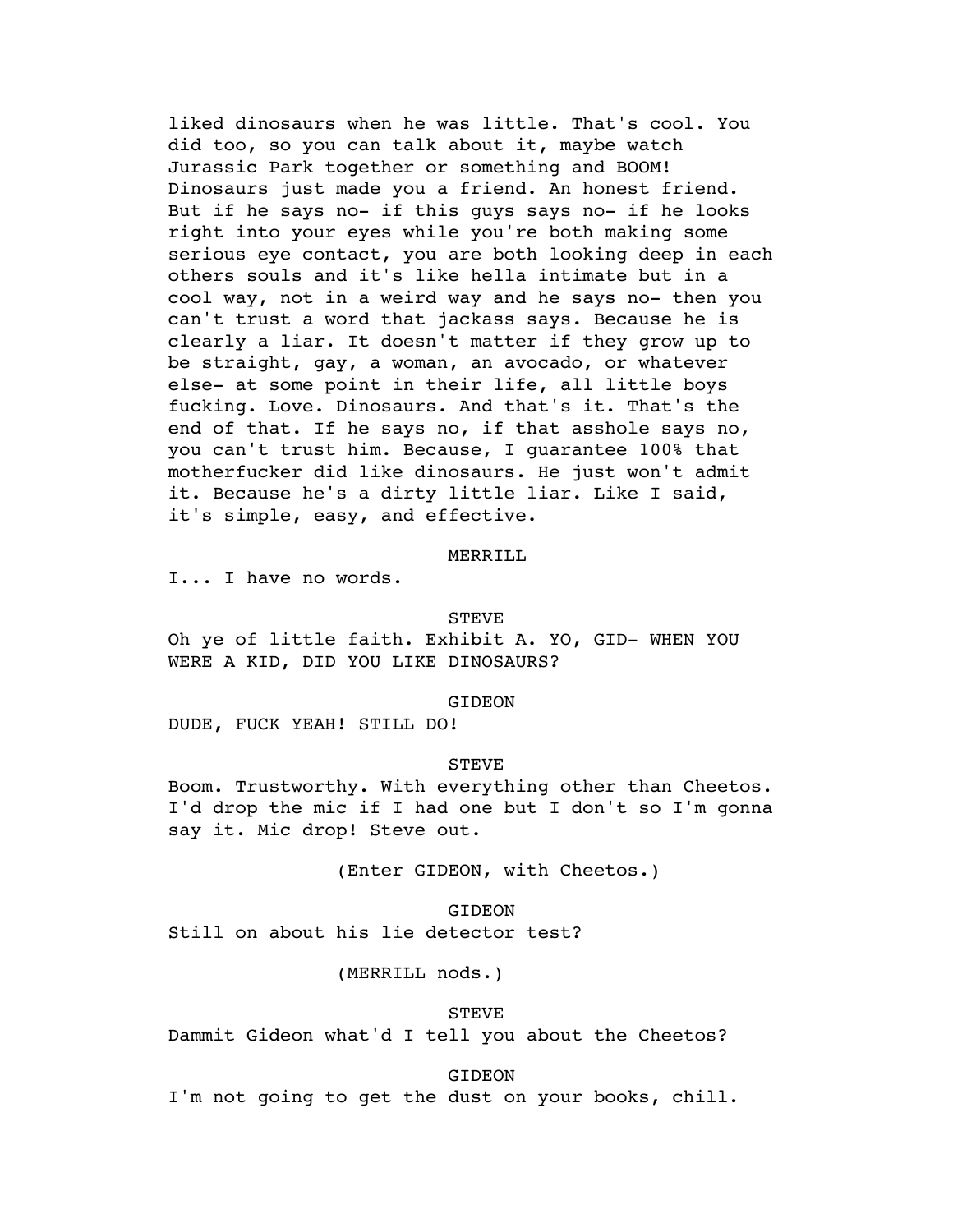liked dinosaurs when he was little. That's cool. You did too, so you can talk about it, maybe watch Jurassic Park together or something and BOOM! Dinosaurs just made you a friend. An honest friend. But if he says no- if this guys says no- if he looks right into your eyes while you're both making some serious eye contact, you are both looking deep in each others souls and it's like hella intimate but in a cool way, not in a weird way and he says no- then you can't trust a word that jackass says. Because he is clearly a liar. It doesn't matter if they grow up to be straight, gay, a woman, an avocado, or whatever else- at some point in their life, all little boys fucking. Love. Dinosaurs. And that's it. That's the end of that. If he says no, if that asshole says no, you can't trust him. Because, I guarantee 100% that motherfucker did like dinosaurs. He just won't admit it. Because he's a dirty little liar. Like I said, it's simple, easy, and effective.

MERRILL

I... I have no words.

STEVE

Oh ye of little faith. Exhibit A. YO, GID- WHEN YOU WERE A KID, DID YOU LIKE DINOSAURS?

GIDEON

DUDE, FUCK YEAH! STILL DO!

STEVE

Boom. Trustworthy. With everything other than Cheetos. I'd drop the mic if I had one but I don't so I'm gonna say it. Mic drop! Steve out.

(Enter GIDEON, with Cheetos.)

GIDEON

Still on about his lie detector test?

(MERRILL nods.)

STEVE

Dammit Gideon what'd I tell you about the Cheetos?

GIDEON

I'm not going to get the dust on your books, chill.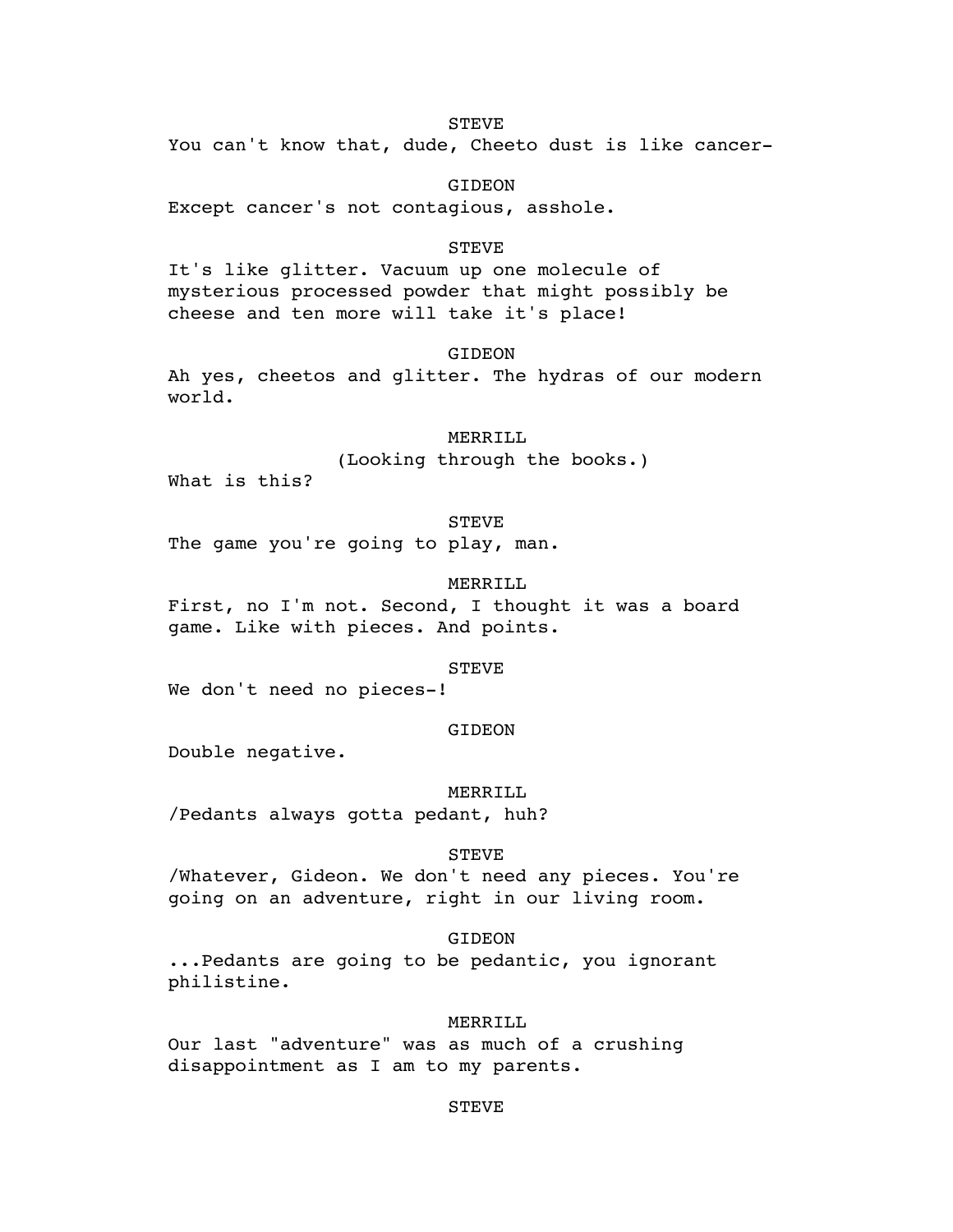STEVE

You can't know that, dude, Cheeto dust is like cancer-

GIDEON

Except cancer's not contagious, asshole.

STEVE

It's like glitter. Vacuum up one molecule of mysterious processed powder that might possibly be cheese and ten more will take it's place!

GIDEON

Ah yes, cheetos and glitter. The hydras of our modern world.

MERRILL

(Looking through the books.)

What is this?

STEVE

The game you're going to play, man.

MERRILL

First, no I'm not. Second, I thought it was a board game. Like with pieces. And points.

STEVE

We don't need no pieces-!

GIDEON

Double negative.

MERRILL

/Pedants always gotta pedant, huh?

STEVE

/Whatever, Gideon. We don't need any pieces. You're going on an adventure, right in our living room.

GIDEON

...Pedants are going to be pedantic, you ignorant philistine.

MERRILL

Our last "adventure" was as much of a crushing disappointment as I am to my parents.

STEVE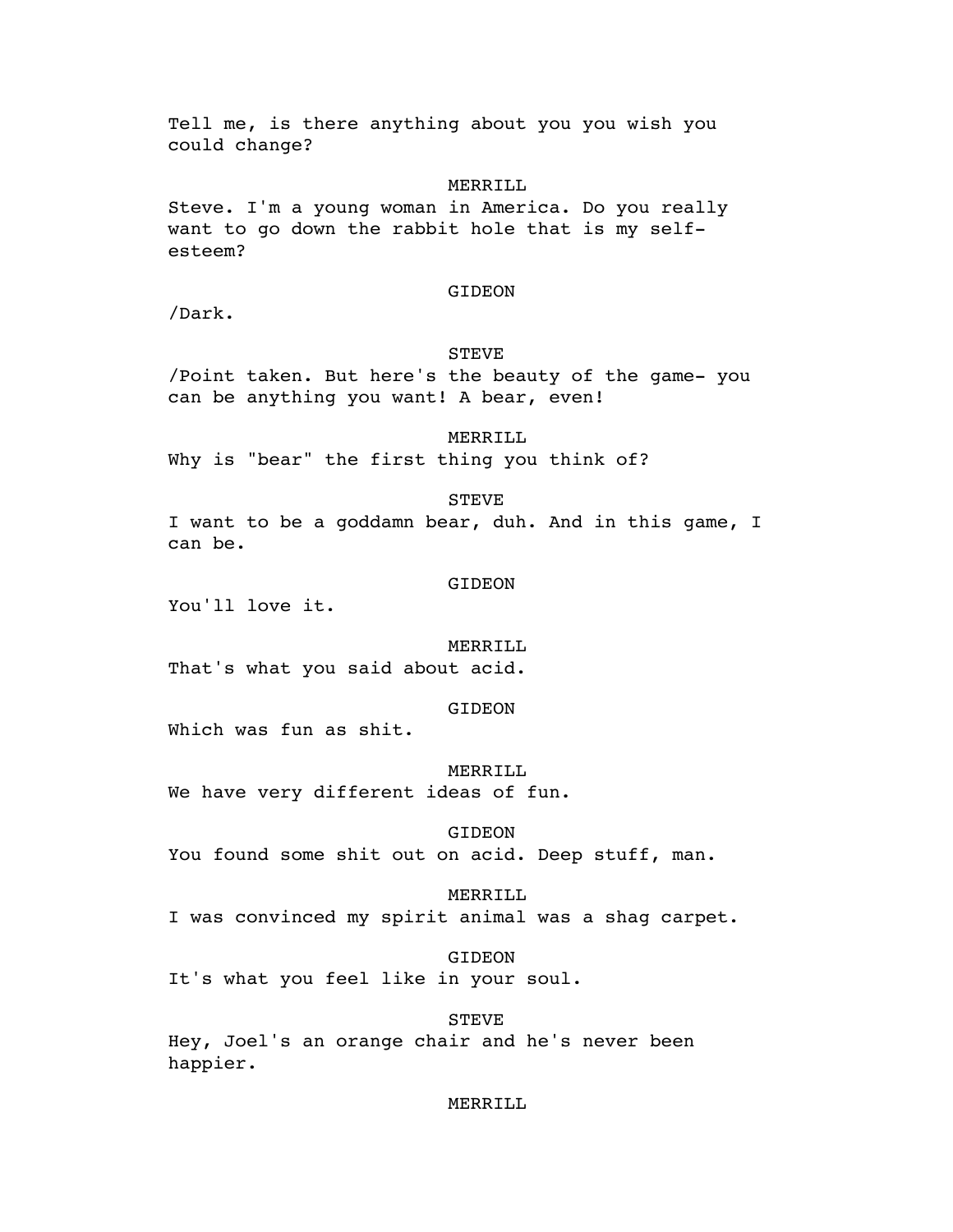Tell me, is there anything about you you wish you could change?

MERRILL

Steve. I'm a young woman in America. Do you really want to go down the rabbit hole that is my self-esteem?

GIDEON

/Dark.

STEVE

/Point taken. But here's the beauty of the game- you can be anything you want! A bear, even!

MERRILL

Why is "bear" the first thing you think of?

STEVE

I want to be a goddamn bear, duh. And in this game, I can be.

GIDEON

You'll love it.

MERRILL

That's what you said about acid.

GIDEON

Which was fun as shit.

MERRILL

We have very different ideas of fun.

GIDEON

You found some shit out on acid. Deep stuff, man.

MERRILL

I was convinced my spirit animal was a shag carpet.

GIDEON

It's what you feel like in your soul.

STEVE

Hey, Joel's an orange chair and he's never been happier.

MERRILL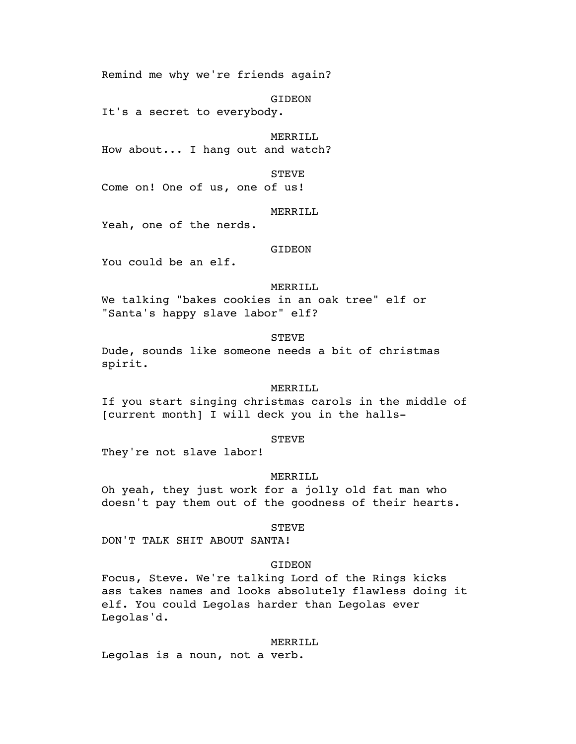Remind me why we're friends again?

GIDEON

It's a secret to everybody.

MERRILL

How about... I hang out and watch?

STEVE

Come on! One of us, one of us!

MERRILL

Yeah, one of the nerds.

GIDEON

You could be an elf.

MERRILL

We talking "bakes cookies in an oak tree" elf or "Santa's happy slave labor" elf?

STEVE

Dude, sounds like someone needs a bit of christmas spirit.

MERRILL

If you start singing christmas carols in the middle of [current month] I will deck you in the halls-

STEVE

They're not slave labor!

MERRILL

Oh yeah, they just work for a jolly old fat man who doesn't pay them out of the goodness of their hearts.

STEVE

DON'T TALK SHIT ABOUT SANTA!

GIDEON

Focus, Steve. We're talking Lord of the Rings kicks ass takes names and looks absolutely flawless doing it elf. You could Legolas harder than Legolas ever Legolas'd.

MERRILL

Legolas is a noun, not a verb.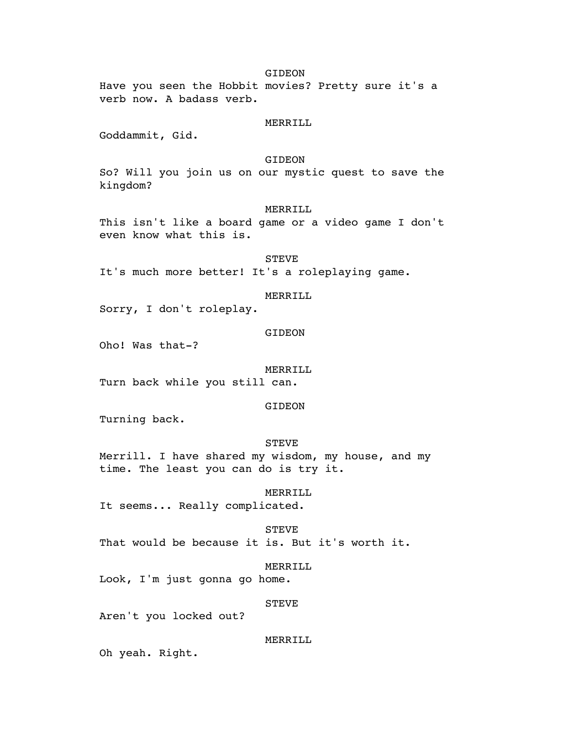GIDEON

Have you seen the Hobbit movies? Pretty sure it's a verb now. A badass verb.

MERRILL

Goddammit, Gid.

GIDEON

So? Will you join us on our mystic quest to save the kingdom?

MERRILL

This isn't like a board game or a video game I don't even know what this is.

STEVE

It's much more better! It's a roleplaying game.

MERRILL

Sorry, I don't roleplay.

GIDEON

Oho! Was that-?

MERRILL

Turn back while you still can.

GIDEON

Turning back.

STEVE

Merrill. I have shared my wisdom, my house, and my time. The least you can do is try it.

MERRILL

It seems... Really complicated.

STEVE

That would be because it is. But it's worth it.

MERRILL

Look, I'm just gonna go home.

STEVE

Aren't you locked out?

MERRILL

Oh yeah. Right.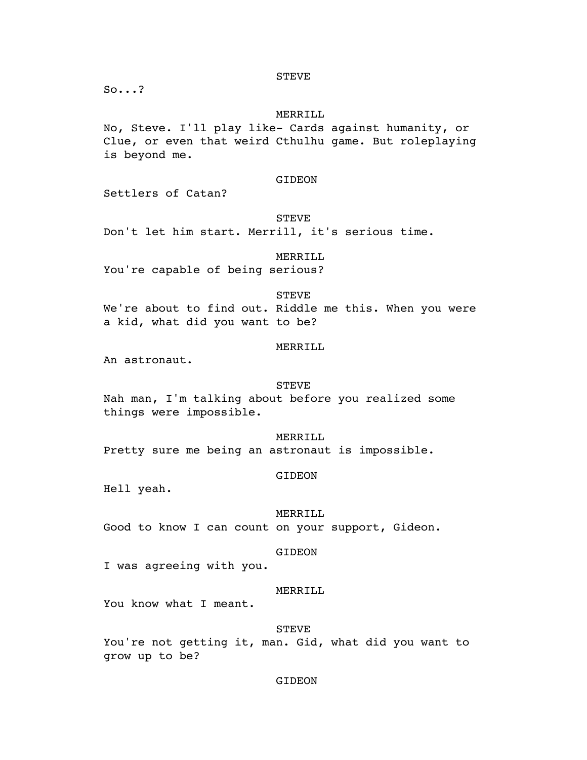STEVE

So...?

MERRILL

No, Steve. I'll play like- Cards against humanity, or Clue, or even that weird Cthulhu game. But roleplaying is beyond me.

GIDEON

Settlers of Catan?

STEVE

Don't let him start. Merrill, it's serious time.

MERRILL

You're capable of being serious?

STEVE

We're about to find out. Riddle me this. When you were a kid, what did you want to be?

MERRILL

An astronaut.

STEVE

Nah man, I'm talking about before you realized some things were impossible.

MERRILL

Pretty sure me being an astronaut is impossible.

GIDEON

Hell yeah.

MERRILL

Good to know I can count on your support, Gideon.

GIDEON

I was agreeing with you.

MERRILL

You know what I meant.

STEVE

You're not getting it, man. Gid, what did you want to grow up to be?

GIDEON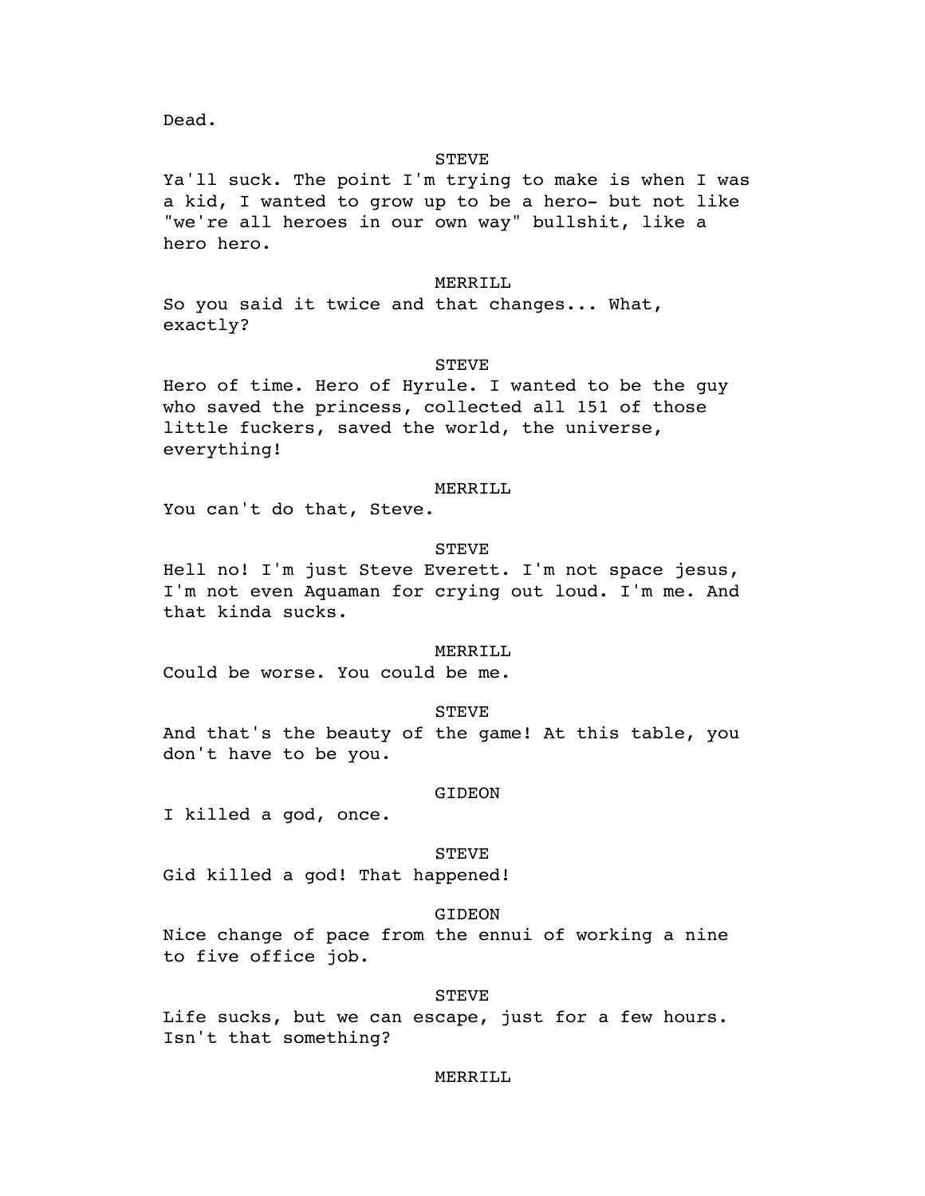Dead.

STEVE

Ya'll suck. The point I'm trying to make is when I was a kid, I wanted to grow up to be a hero- but not like "we're all heroes in our own way" bullshit, like a hero hero.

MERRILL

So you said it twice and that changes... What, exactly?

STEVE

Hero of time. Hero of Hyrule. I wanted to be the guy who saved the princess, collected all 151 of those little fuckers, saved the world, the universe, everything!

MERRILL

You can't do that, Steve.

STEVE

Hell no! I'm just Steve Everett. I'm not space jesus, I'm not even Aquaman for crying out loud. I'm me. And that kinda sucks.

MERRILL

Could be worse. You could be me.

STEVE

And that's the beauty of the game! At this table, you don't have to be you.

GIDEON

I killed a god, once.

STEVE

Gid killed a god! That happened!

GIDEON

Nice change of pace from the ennui of working a nine to five office job.

STEVE

Life sucks, but we can escape, just for a few hours. Isn't that something?

MERRILL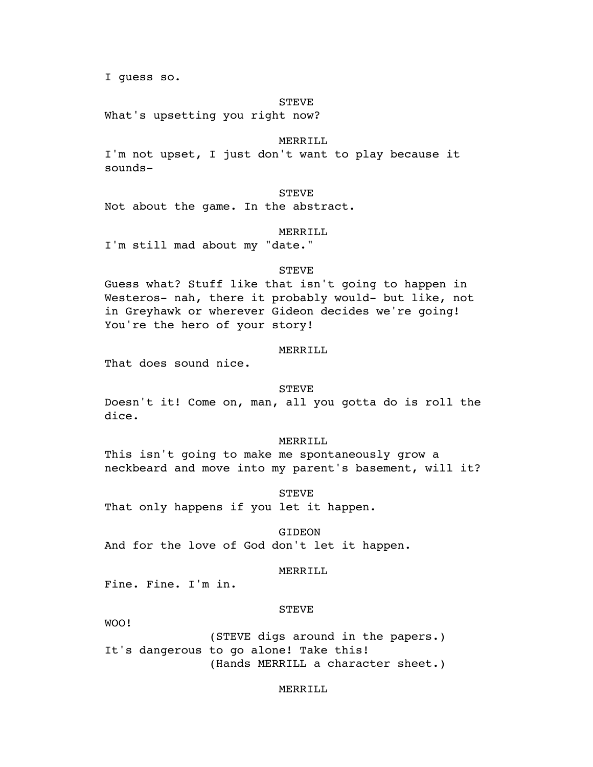I guess so.

STEVE

What's upsetting you right now?

MERRILL

I'm not upset, I just don't want to play because it sounds-

STEVE

Not about the game. In the abstract.

MERRILL

I'm still mad about my "date."

STEVE

Guess what? Stuff like that isn't going to happen in Westeros- nah, there it probably would- but like, not in Greyhawk or wherever Gideon decides we're going! You're the hero of your story!

MERRILL

That does sound nice.

STEVE

Doesn't it! Come on, man, all you gotta do is roll the dice.

MERRILL

This isn't going to make me spontaneously grow a neckbeard and move into my parent's basement, will it?

STEVE

That only happens if you let it happen.

GIDEON

And for the love of God don't let it happen.

MERRILL

Fine. Fine. I'm in.

STEVE

WOO!

(STEVE digs around in the papers.)

It's dangerous to go alone! Take this!

(Hands MERRILL a character sheet.)

MERRILL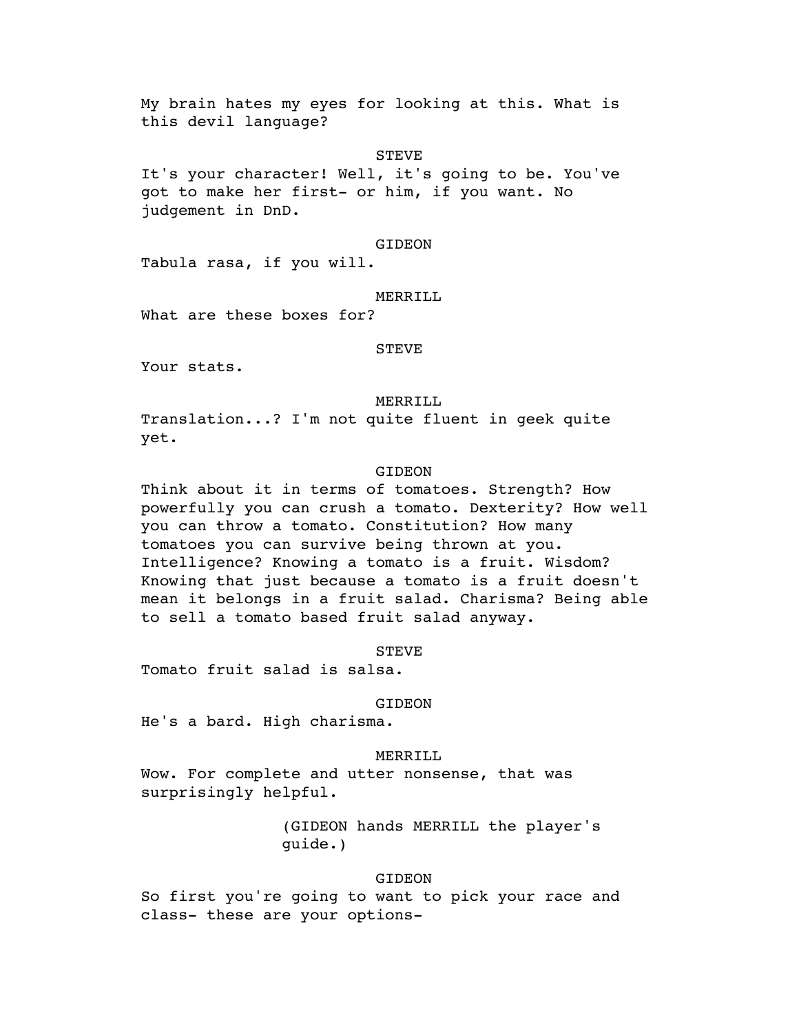My brain hates my eyes for looking at this. What is this devil language?

STEVE

It's your character! Well, it's going to be. You've got to make her first- or him, if you want. No judgement in DnD.

GIDEON

Tabula rasa, if you will.

MERRILL

What are these boxes for?

STEVE

Your stats.

MERRILL

Translation...? I'm not quite fluent in geek quite yet.

GIDEON

Think about it in terms of tomatoes. Strength? How powerfully you can crush a tomato. Dexterity? How well you can throw a tomato. Constitution? How many tomatoes you can survive being thrown at you. Intelligence? Knowing a tomato is a fruit. Wisdom? Knowing that just because a tomato is a fruit doesn't mean it belongs in a fruit salad. Charisma? Being able to sell a tomato based fruit salad anyway.

STEVE

Tomato fruit salad is salsa.

GIDEON

He's a bard. High charisma.

MERRILL

Wow. For complete and utter nonsense, that was surprisingly helpful.

(GIDEON hands MERRILL the player's guide.)

GIDEON

So first you're going to want to pick your race and class- these are your options-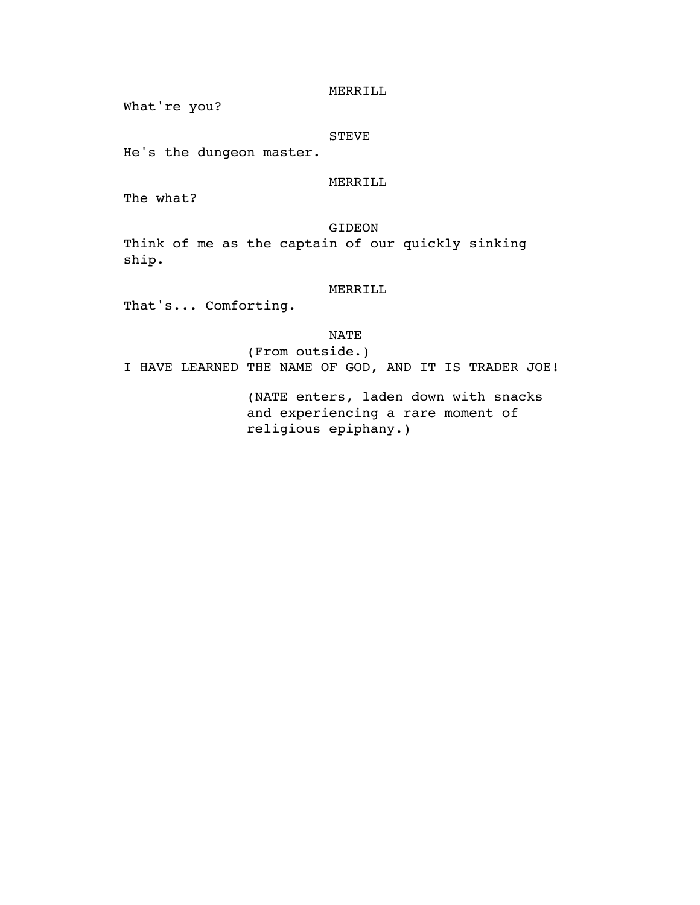MERRILL

What're you?

STEVE

He's the dungeon master.

MERRILL

The what?

GIDEON

Think of me as the captain of our quickly sinking ship.

MERRILL

That's... Comforting.

NATE

(From outside.)

I HAVE LEARNED THE NAME OF GOD, AND IT IS TRADER JOE!

(NATE enters, laden down with snacks and experiencing a rare moment of religious epiphany.)